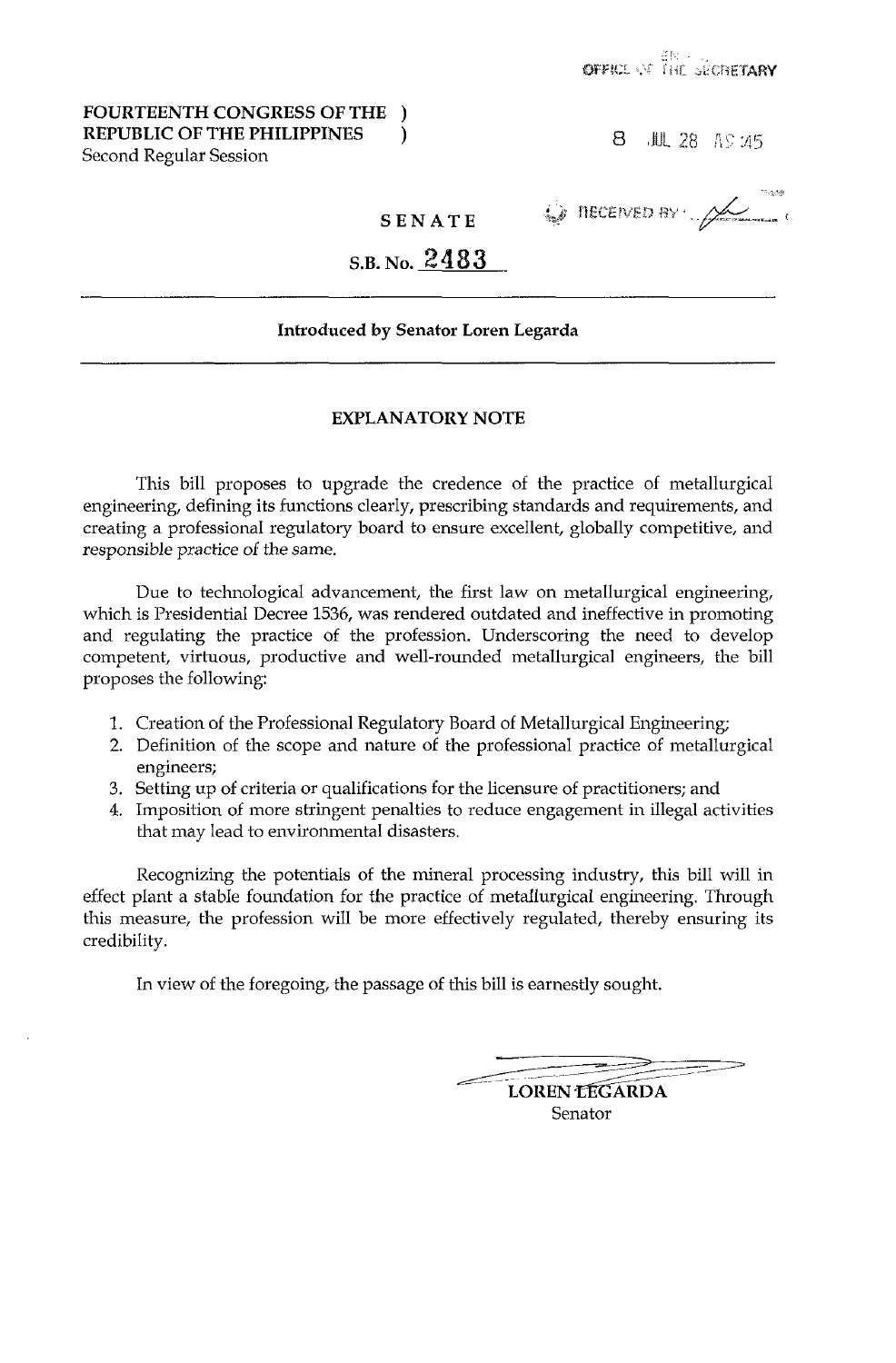OFFICE OF THE SECRETARY

**FOURTEENTH CONGRESS OF THE )**
**REPUBLIC OF THE PHILIPPINES )**
Second Regular Session

8 JUL 28 A9:45

RECEIVED BY

**SENATE**

**S.B. No. 2483**

---

**Introduced by Senator Loren Legarda**

---

**EXPLANATORY NOTE**

This bill proposes to upgrade the credence of the practice of metallurgical engineering, defining its functions clearly, prescribing standards and requirements, and creating a professional regulatory board to ensure excellent, globally competitive, and responsible practice of the same.

Due to technological advancement, the first law on metallurgical engineering, which is Presidential Decree 1536, was rendered outdated and ineffective in promoting and regulating the practice of the profession. Underscoring the need to develop competent, virtuous, productive and well-rounded metallurgical engineers, the bill proposes the following:

1. Creation of the Professional Regulatory Board of Metallurgical Engineering;
2. Definition of the scope and nature of the professional practice of metallurgical engineers;
3. Setting up of criteria or qualifications for the licensure of practitioners; and
4. Imposition of more stringent penalties to reduce engagement in illegal activities that may lead to environmental disasters.

Recognizing the potentials of the mineral processing industry, this bill will in effect plant a stable foundation for the practice of metallurgical engineering. Through this measure, the profession will be more effectively regulated, thereby ensuring its credibility.

In view of the foregoing, the passage of this bill is earnestly sought.

LOREN LEGARDA
Senator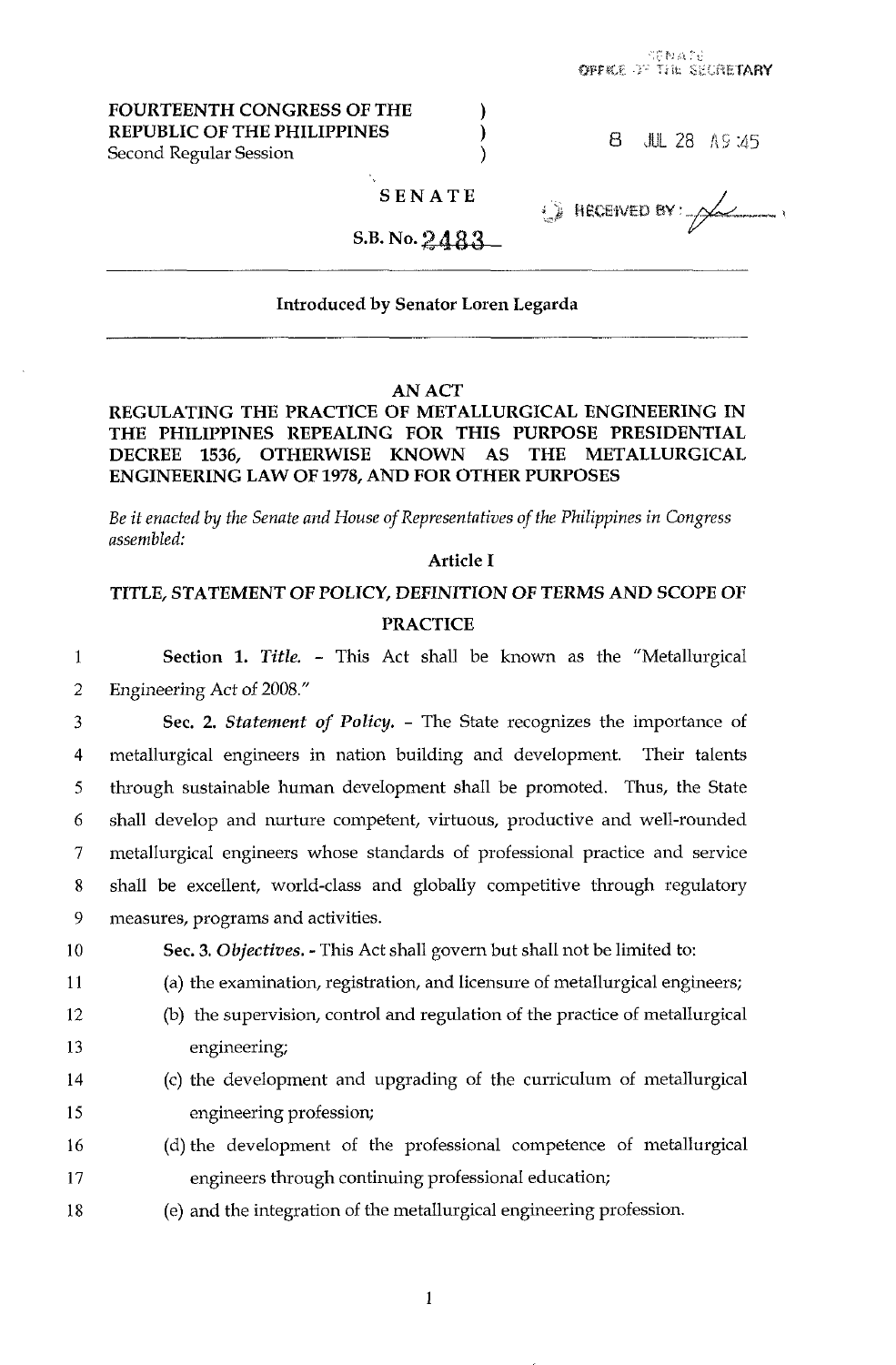FOURTEENTH CONGRESS OF THE REPUBLIC OF THE PHILIPPINES )
Second Regular Session )

SENATE OFFICE OF THE SECRETARY

8 JUL 28 A9:45

RECEIVED BY:

**SENATE**

**S.B. No. 2483**

**Introduced by Senator Loren Legarda**

**AN ACT**
**REGULATING THE PRACTICE OF METALLURGICAL ENGINEERING IN THE PHILIPPINES REPEALING FOR THIS PURPOSE PRESIDENTIAL DECREE 1536, OTHERWISE KNOWN AS THE METALLURGICAL ENGINEERING LAW OF 1978, AND FOR OTHER PURPOSES**

*Be it enacted by the Senate and House of Representatives of the Philippines in Congress assembled:*

## Article I

## TITLE, STATEMENT OF POLICY, DEFINITION OF TERMS AND SCOPE OF PRACTICE

1 **Section 1.** *Title.* - This Act shall be known as the "Metallurgical
2 Engineering Act of 2008."

3 **Sec. 2.** *Statement of Policy.* - The State recognizes the importance of
4 metallurgical engineers in nation building and development. Their talents
5 through sustainable human development shall be promoted. Thus, the State
6 shall develop and nurture competent, virtuous, productive and well-rounded
7 metallurgical engineers whose standards of professional practice and service
8 shall be excellent, world-class and globally competitive through regulatory
9 measures, programs and activities.

10 **Sec. 3.** *Objectives.* - This Act shall govern but shall not be limited to:

11 (a) the examination, registration, and licensure of metallurgical engineers;
12 (b) the supervision, control and regulation of the practice of metallurgical
13 engineering;
14 (c) the development and upgrading of the curriculum of metallurgical
15 engineering profession;
16 (d) the development of the professional competence of metallurgical
17 engineers through continuing professional education;
18 (e) and the integration of the metallurgical engineering profession.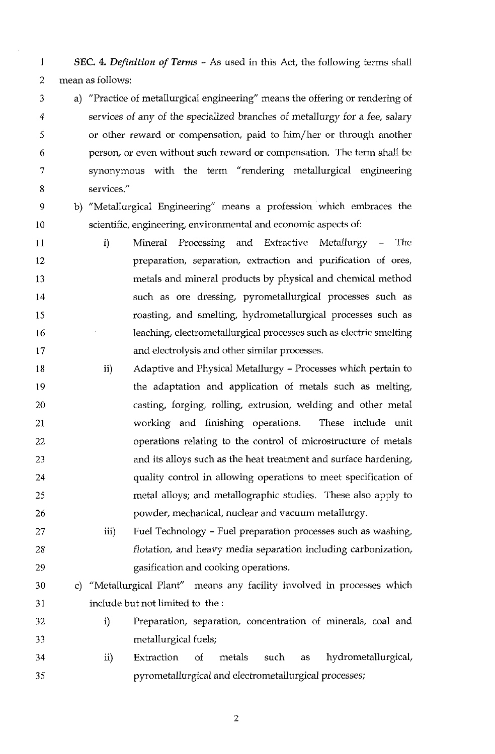**SEC. 4.** ***Definition of Terms*** - As used in this Act, the following terms shall mean as follows:

a) "Practice of metallurgical engineering" means the offering or rendering of services of any of the specialized branches of metallurgy for a fee, salary or other reward or compensation, paid to him/her or through another person, or even without such reward or compensation. The term shall be synonymous with the term "rendering metallurgical engineering services."

b) "Metallurgical Engineering" means a profession which embraces the scientific, engineering, environmental and economic aspects of:

   i) Mineral Processing and Extractive Metallurgy - The preparation, separation, extraction and purification of ores, metals and mineral products by physical and chemical method such as ore dressing, pyrometallurgical processes such as roasting, and smelting, hydrometallurgical processes such as leaching, electrometallurgical processes such as electric smelting and electrolysis and other similar processes.

   ii) Adaptive and Physical Metallurgy - Processes which pertain to the adaptation and application of metals such as melting, casting, forging, rolling, extrusion, welding and other metal working and finishing operations. These include unit operations relating to the control of microstructure of metals and its alloys such as the heat treatment and surface hardening, quality control in allowing operations to meet specification of metal alloys; and metallographic studies. These also apply to powder, mechanical, nuclear and vacuum metallurgy.

   iii) Fuel Technology - Fuel preparation processes such as washing, flotation, and heavy media separation including carbonization, gasification and cooking operations.

c) "Metallurgical Plant" means any facility involved in processes which include but not limited to the :

   i) Preparation, separation, concentration of minerals, coal and metallurgical fuels;

   ii) Extraction of metals such as hydrometallurgical, pyrometallurgical and electrometallurgical processes;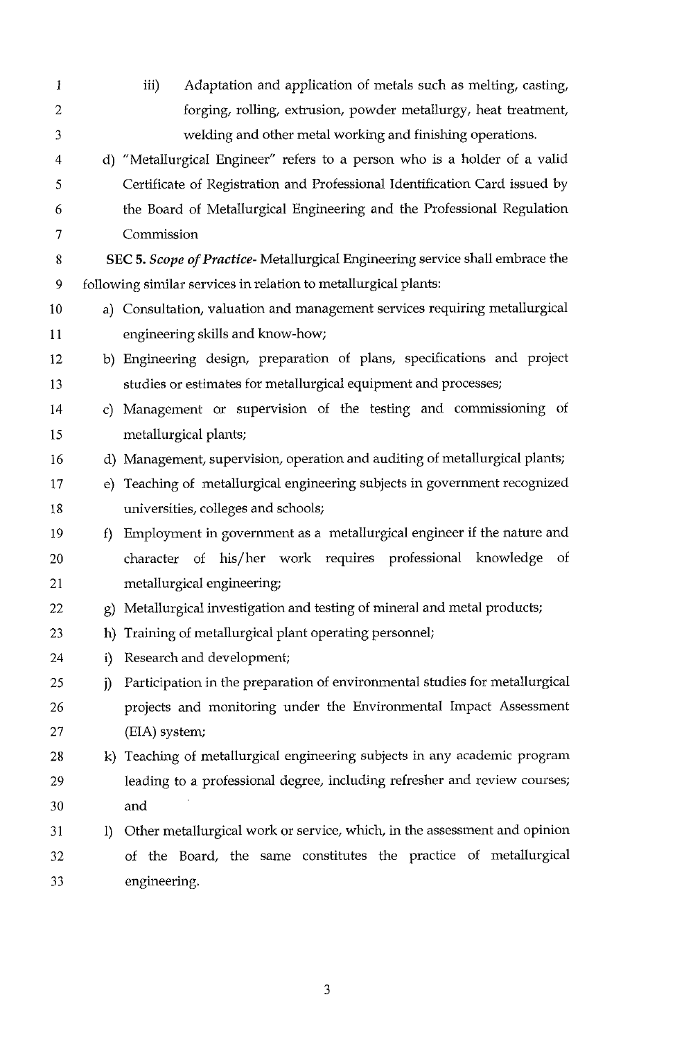iii) Adaptation and application of metals such as melting, casting, forging, rolling, extrusion, powder metallurgy, heat treatment, welding and other metal working and finishing operations.

d) "Metallurgical Engineer" refers to a person who is a holder of a valid Certificate of Registration and Professional Identification Card issued by the Board of Metallurgical Engineering and the Professional Regulation Commission

**SEC 5.** ***Scope of Practice-*** Metallurgical Engineering service shall embrace the following similar services in relation to metallurgical plants:

a) Consultation, valuation and management services requiring metallurgical engineering skills and know-how;

b) Engineering design, preparation of plans, specifications and project studies or estimates for metallurgical equipment and processes;

c) Management or supervision of the testing and commissioning of metallurgical plants;

d) Management, supervision, operation and auditing of metallurgical plants;

e) Teaching of metallurgical engineering subjects in government recognized universities, colleges and schools;

f) Employment in government as a metallurgical engineer if the nature and character of his/her work requires professional knowledge of metallurgical engineering;

g) Metallurgical investigation and testing of mineral and metal products;

h) Training of metallurgical plant operating personnel;

i) Research and development;

j) Participation in the preparation of environmental studies for metallurgical projects and monitoring under the Environmental Impact Assessment (EIA) system;

k) Teaching of metallurgical engineering subjects in any academic program leading to a professional degree, including refresher and review courses; and

l) Other metallurgical work or service, which, in the assessment and opinion of the Board, the same constitutes the practice of metallurgical engineering.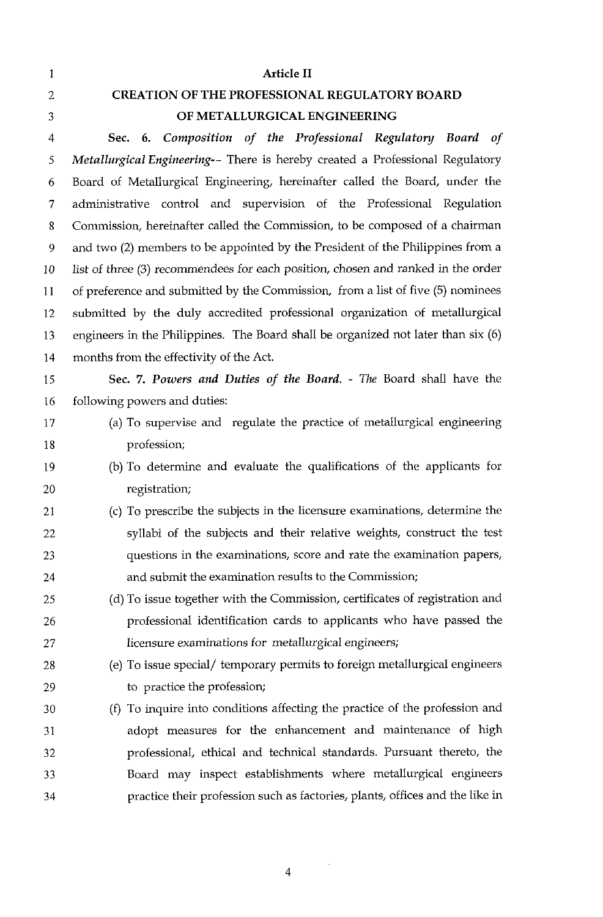## Article II

## CREATION OF THE PROFESSIONAL REGULATORY BOARD OF METALLURGICAL ENGINEERING

**Sec. 6.** ***Composition of the Professional Regulatory Board of Metallurgical Engineering*****--** There is hereby created a Professional Regulatory Board of Metallurgical Engineering, hereinafter called the Board, under the administrative control and supervision of the Professional Regulation Commission, hereinafter called the Commission, to be composed of a chairman and two (2) members to be appointed by the President of the Philippines from a list of three (3) recommendees for each position, chosen and ranked in the order of preference and submitted by the Commission, from a list of five (5) nominees submitted by the duly accredited professional organization of metallurgical engineers in the Philippines. The Board shall be organized not later than six (6) months from the effectivity of the Act.

**Sec. 7.** ***Powers and Duties of the Board.*** - The Board shall have the following powers and duties:

(a) To supervise and regulate the practice of metallurgical engineering profession;

(b) To determine and evaluate the qualifications of the applicants for registration;

(c) To prescribe the subjects in the licensure examinations, determine the syllabi of the subjects and their relative weights, construct the test questions in the examinations, score and rate the examination papers, and submit the examination results to the Commission;

(d) To issue together with the Commission, certificates of registration and professional identification cards to applicants who have passed the licensure examinations for metallurgical engineers;

(e) To issue special/ temporary permits to foreign metallurgical engineers to practice the profession;

(f) To inquire into conditions affecting the practice of the profession and adopt measures for the enhancement and maintenance of high professional, ethical and technical standards. Pursuant thereto, the Board may inspect establishments where metallurgical engineers practice their profession such as factories, plants, offices and the like in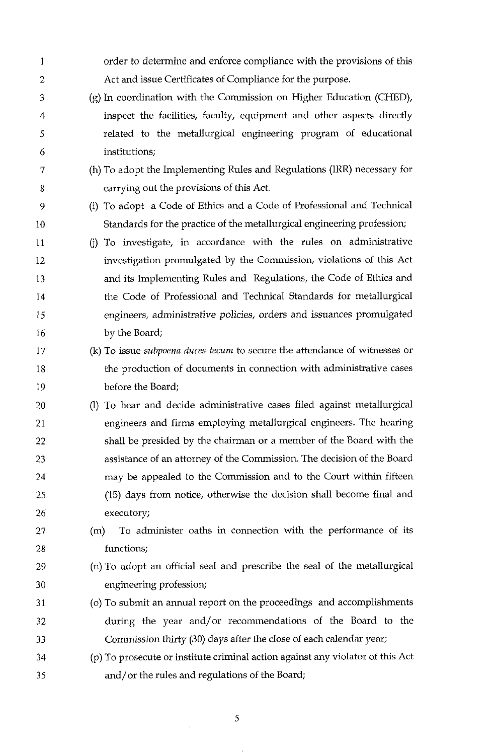order to determine and enforce compliance with the provisions of this Act and issue Certificates of Compliance for the purpose.

(g) In coordination with the Commission on Higher Education (CHED), inspect the facilities, faculty, equipment and other aspects directly related to the metallurgical engineering program of educational institutions;

(h) To adopt the Implementing Rules and Regulations (IRR) necessary for carrying out the provisions of this Act.

(i) To adopt a Code of Ethics and a Code of Professional and Technical Standards for the practice of the metallurgical engineering profession;

(j) To investigate, in accordance with the rules on administrative investigation promulgated by the Commission, violations of this Act and its Implementing Rules and Regulations, the Code of Ethics and the Code of Professional and Technical Standards for metallurgical engineers, administrative policies, orders and issuances promulgated by the Board;

(k) To issue *subpoena duces tecum* to secure the attendance of witnesses or the production of documents in connection with administrative cases before the Board;

(l) To hear and decide administrative cases filed against metallurgical engineers and firms employing metallurgical engineers. The hearing shall be presided by the chairman or a member of the Board with the assistance of an attorney of the Commission. The decision of the Board may be appealed to the Commission and to the Court within fifteen (15) days from notice, otherwise the decision shall become final and executory;

(m) To administer oaths in connection with the performance of its functions;

(n) To adopt an official seal and prescribe the seal of the metallurgical engineering profession;

(o) To submit an annual report on the proceedings and accomplishments during the year and/or recommendations of the Board to the Commission thirty (30) days after the close of each calendar year;

(p) To prosecute or institute criminal action against any violator of this Act and/or the rules and regulations of the Board;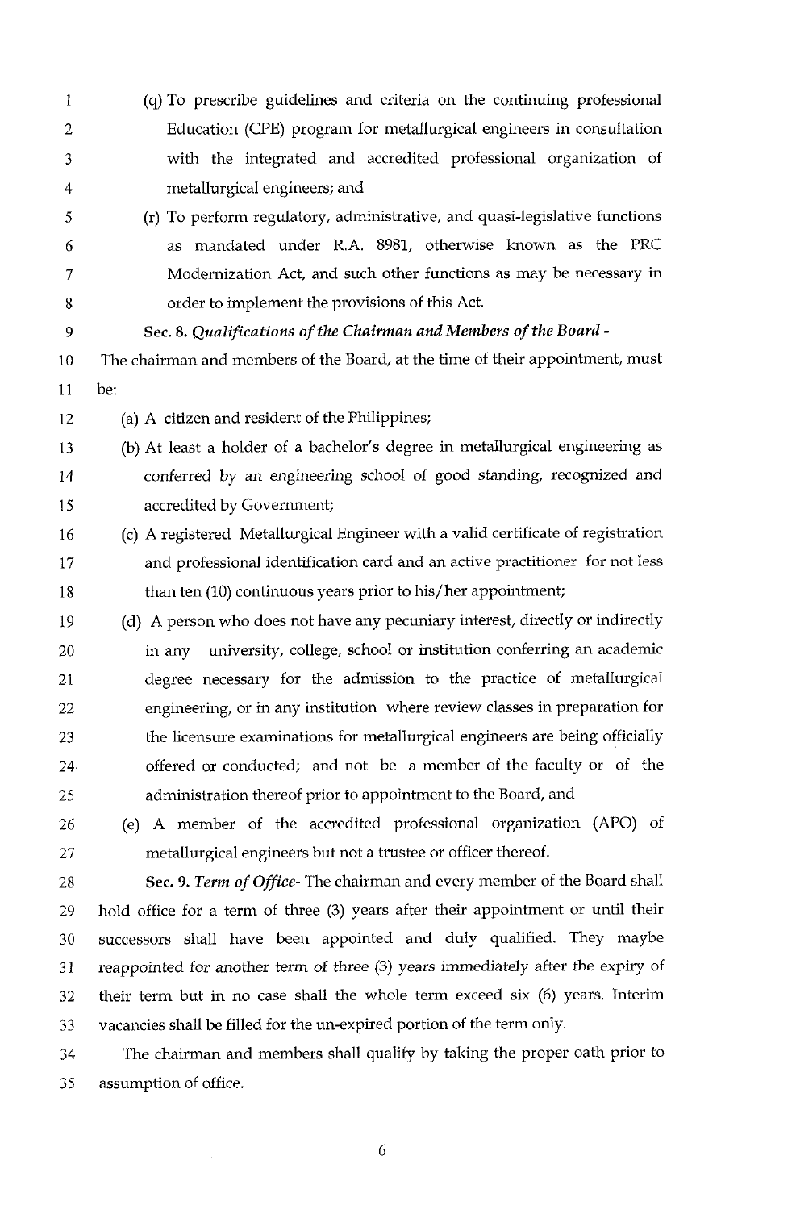(q) To prescribe guidelines and criteria on the continuing professional Education (CPE) program for metallurgical engineers in consultation with the integrated and accredited professional organization of metallurgical engineers; and

(r) To perform regulatory, administrative, and quasi-legislative functions as mandated under R.A. 8981, otherwise known as the PRC Modernization Act, and such other functions as may be necessary in order to implement the provisions of this Act.

**Sec. 8.** ***Qualifications of the Chairman and Members of the Board*** **-** The chairman and members of the Board, at the time of their appointment, must be:

(a) A citizen and resident of the Philippines;

(b) At least a holder of a bachelor's degree in metallurgical engineering as conferred by an engineering school of good standing, recognized and accredited by Government;

(c) A registered Metallurgical Engineer with a valid certificate of registration and professional identification card and an active practitioner for not less than ten (10) continuous years prior to his/her appointment;

(d) A person who does not have any pecuniary interest, directly or indirectly in any university, college, school or institution conferring an academic degree necessary for the admission to the practice of metallurgical engineering, or in any institution where review classes in preparation for the licensure examinations for metallurgical engineers are being officially offered or conducted; and not be a member of the faculty or of the administration thereof prior to appointment to the Board, and

(e) A member of the accredited professional organization (APO) of metallurgical engineers but not a trustee or officer thereof.

**Sec. 9.** ***Term of Office***- The chairman and every member of the Board shall hold office for a term of three (3) years after their appointment or until their successors shall have been appointed and duly qualified. They maybe reappointed for another term of three (3) years immediately after the expiry of their term but in no case shall the whole term exceed six (6) years. Interim vacancies shall be filled for the un-expired portion of the term only.

The chairman and members shall qualify by taking the proper oath prior to assumption of office.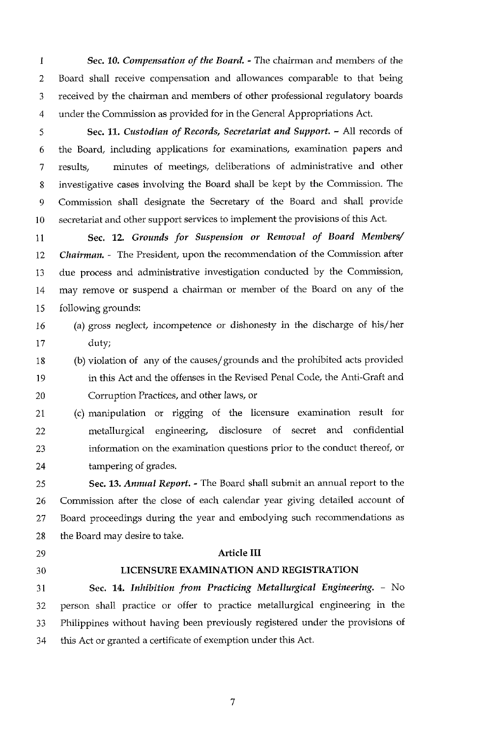**Sec. 10.** ***Compensation of the Board.*** - The chairman and members of the Board shall receive compensation and allowances comparable to that being received by the chairman and members of other professional regulatory boards under the Commission as provided for in the General Appropriations Act.

**Sec. 11.** ***Custodian of Records, Secretariat and Support.*** – All records of the Board, including applications for examinations, examination papers and results, minutes of meetings, deliberations of administrative and other investigative cases involving the Board shall be kept by the Commission. The Commission shall designate the Secretary of the Board and shall provide secretariat and other support services to implement the provisions of this Act.

**Sec. 12.** ***Grounds for Suspension or Removal of Board Members/ Chairman.*** - The President, upon the recommendation of the Commission after due process and administrative investigation conducted by the Commission, may remove or suspend a chairman or member of the Board on any of the following grounds:

(a) gross neglect, incompetence or dishonesty in the discharge of his/her duty;

(b) violation of any of the causes/grounds and the prohibited acts provided in this Act and the offenses in the Revised Penal Code, the Anti-Graft and Corruption Practices, and other laws, or

(c) manipulation or rigging of the licensure examination result for metallurgical engineering, disclosure of secret and confidential information on the examination questions prior to the conduct thereof, or tampering of grades.

**Sec. 13.** ***Annual Report.*** - The Board shall submit an annual report to the Commission after the close of each calendar year giving detailed account of Board proceedings during the year and embodying such recommendations as the Board may desire to take.

## Article III

## LICENSURE EXAMINATION AND REGISTRATION

**Sec. 14.** ***Inhibition from Practicing Metallurgical Engineering.*** – No person shall practice or offer to practice metallurgical engineering in the Philippines without having been previously registered under the provisions of this Act or granted a certificate of exemption under this Act.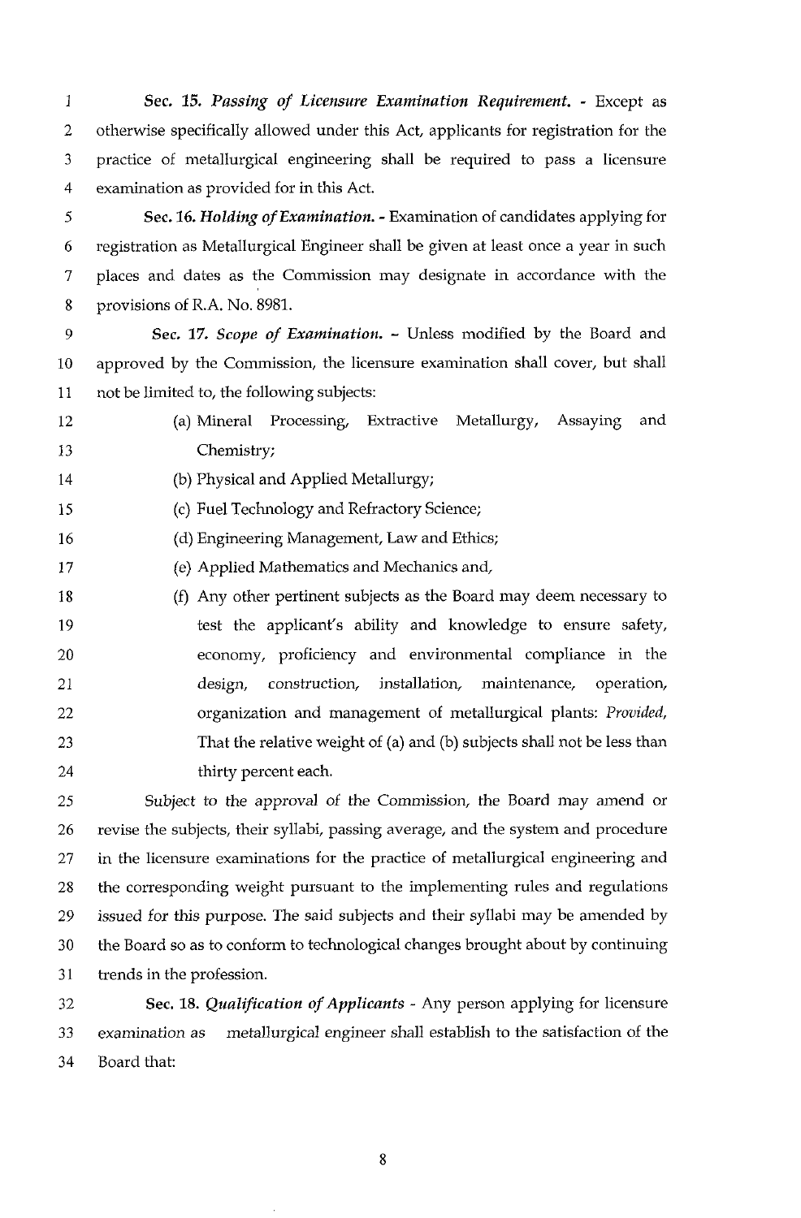**Sec. 15.** *Passing of Licensure Examination Requirement.* - Except as otherwise specifically allowed under this Act, applicants for registration for the practice of metallurgical engineering shall be required to pass a licensure examination as provided for in this Act.

**Sec. 16.** ***Holding of Examination.*** - Examination of candidates applying for registration as Metallurgical Engineer shall be given at least once a year in such places and dates as the Commission may designate in accordance with the provisions of R.A. No. 8981.

**Sec. 17.** *Scope of Examination.* - Unless modified by the Board and approved by the Commission, the licensure examination shall cover, but shall not be limited to, the following subjects:

(a) Mineral Processing, Extractive Metallurgy, Assaying and Chemistry;

(b) Physical and Applied Metallurgy;

(c) Fuel Technology and Refractory Science;

(d) Engineering Management, Law and Ethics;

(e) Applied Mathematics and Mechanics and,

(f) Any other pertinent subjects as the Board may deem necessary to test the applicant's ability and knowledge to ensure safety, economy, proficiency and environmental compliance in the design, construction, installation, maintenance, operation, organization and management of metallurgical plants: *Provided,* That the relative weight of (a) and (b) subjects shall not be less than thirty percent each.

Subject to the approval of the Commission, the Board may amend or revise the subjects, their syllabi, passing average, and the system and procedure in the licensure examinations for the practice of metallurgical engineering and the corresponding weight pursuant to the implementing rules and regulations issued for this purpose. The said subjects and their syllabi may be amended by the Board so as to conform to technological changes brought about by continuing trends in the profession.

**Sec. 18.** *Qualification of Applicants* - Any person applying for licensure examination as metallurgical engineer shall establish to the satisfaction of the Board that: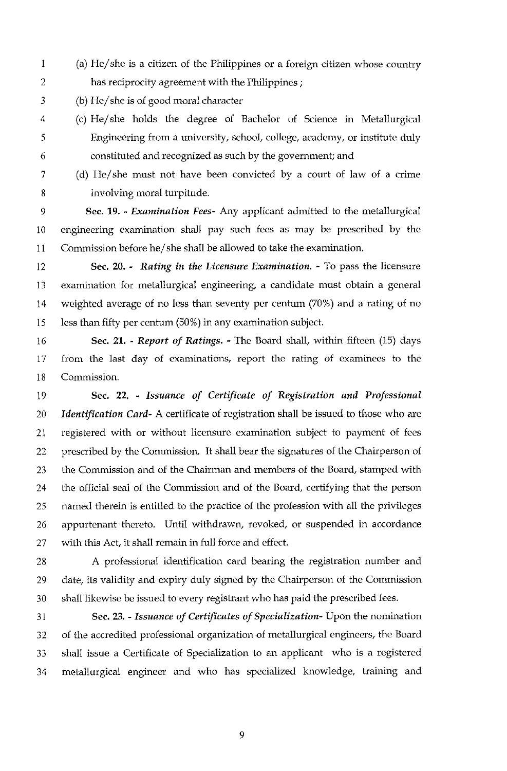(a) He/she is a citizen of the Philippines or a foreign citizen whose country has reciprocity agreement with the Philippines ;

(b) He/she is of good moral character

(c) He/she holds the degree of Bachelor of Science in Metallurgical Engineering from a university, school, college, academy, or institute duly constituted and recognized as such by the government; and

(d) He/she must not have been convicted by a court of law of a crime involving moral turpitude.

**Sec. 19.** - *Examination Fees-* Any applicant admitted to the metallurgical engineering examination shall pay such fees as may be prescribed by the Commission before he/she shall be allowed to take the examination.

**Sec. 20.** - *Rating in the Licensure Examination.* - To pass the licensure examination for metallurgical engineering, a candidate must obtain a general weighted average of no less than seventy per centum (70%) and a rating of no less than fifty per centum (50%) in any examination subject.

**Sec. 21.** - *Report of Ratings.* - The Board shall, within fifteen (15) days from the last day of examinations, report the rating of examinees to the Commission.

**Sec. 22.** - *Issuance of Certificate of Registration and Professional Identification Card-* A certificate of registration shall be issued to those who are registered with or without licensure examination subject to payment of fees prescribed by the Commission. It shall bear the signatures of the Chairperson of the Commission and of the Chairman and members of the Board, stamped with the official seal of the Commission and of the Board, certifying that the person named therein is entitled to the practice of the profession with all the privileges appurtenant thereto. Until withdrawn, revoked, or suspended in accordance with this Act, it shall remain in full force and effect.

A professional identification card bearing the registration number and date, its validity and expiry duly signed by the Chairperson of the Commission shall likewise be issued to every registrant who has paid the prescribed fees.

**Sec. 23.** - *Issuance of Certificates of Specialization-* Upon the nomination of the accredited professional organization of metallurgical engineers, the Board shall issue a Certificate of Specialization to an applicant who is a registered metallurgical engineer and who has specialized knowledge, training and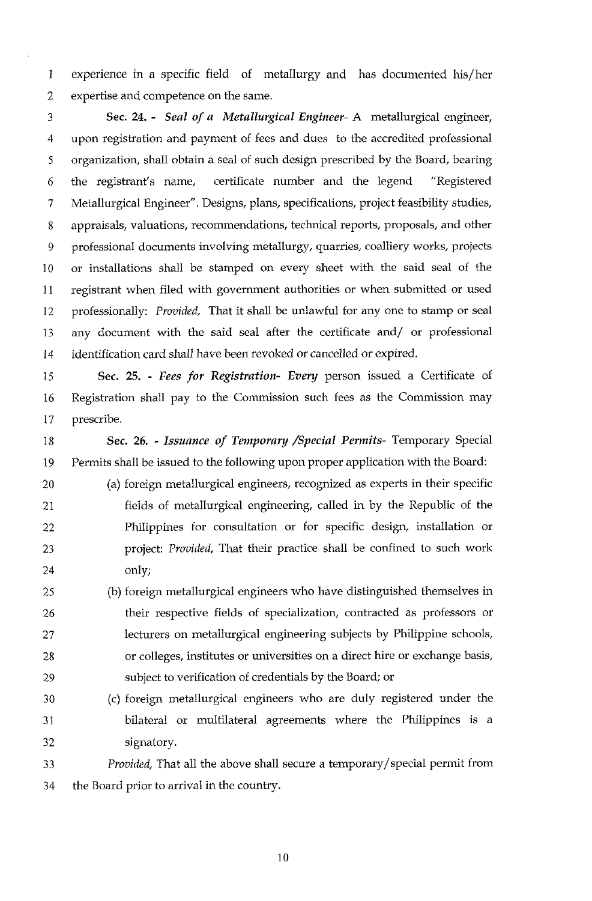experience in a specific field of metallurgy and has documented his/her expertise and competence on the same.

**Sec. 24. -** ***Seal of a Metallurgical Engineer-*** A metallurgical engineer, upon registration and payment of fees and dues to the accredited professional organization, shall obtain a seal of such design prescribed by the Board, bearing the registrant's name, certificate number and the legend "Registered Metallurgical Engineer". Designs, plans, specifications, project feasibility studies, appraisals, valuations, recommendations, technical reports, proposals, and other professional documents involving metallurgy, quarries, coalliery works, projects or installations shall be stamped on every sheet with the said seal of the registrant when filed with government authorities or when submitted or used professionally: *Provided,* That it shall be unlawful for any one to stamp or seal any document with the said seal after the certificate and/ or professional identification card shall have been revoked or cancelled or expired.

**Sec. 25. -** ***Fees for Registration- Every*** person issued a Certificate of Registration shall pay to the Commission such fees as the Commission may prescribe.

**Sec. 26. -** ***Issuance of Temporary /Special Permits-*** Temporary Special Permits shall be issued to the following upon proper application with the Board:

(a) foreign metallurgical engineers, recognized as experts in their specific fields of metallurgical engineering, called in by the Republic of the Philippines for consultation or for specific design, installation or project: *Provided,* That their practice shall be confined to such work only;

(b) foreign metallurgical engineers who have distinguished themselves in their respective fields of specialization, contracted as professors or lecturers on metallurgical engineering subjects by Philippine schools, or colleges, institutes or universities on a direct hire or exchange basis, subject to verification of credentials by the Board; or

(c) foreign metallurgical engineers who are duly registered under the bilateral or multilateral agreements where the Philippines is a signatory.

*Provided,* That all the above shall secure a temporary/special permit from the Board prior to arrival in the country.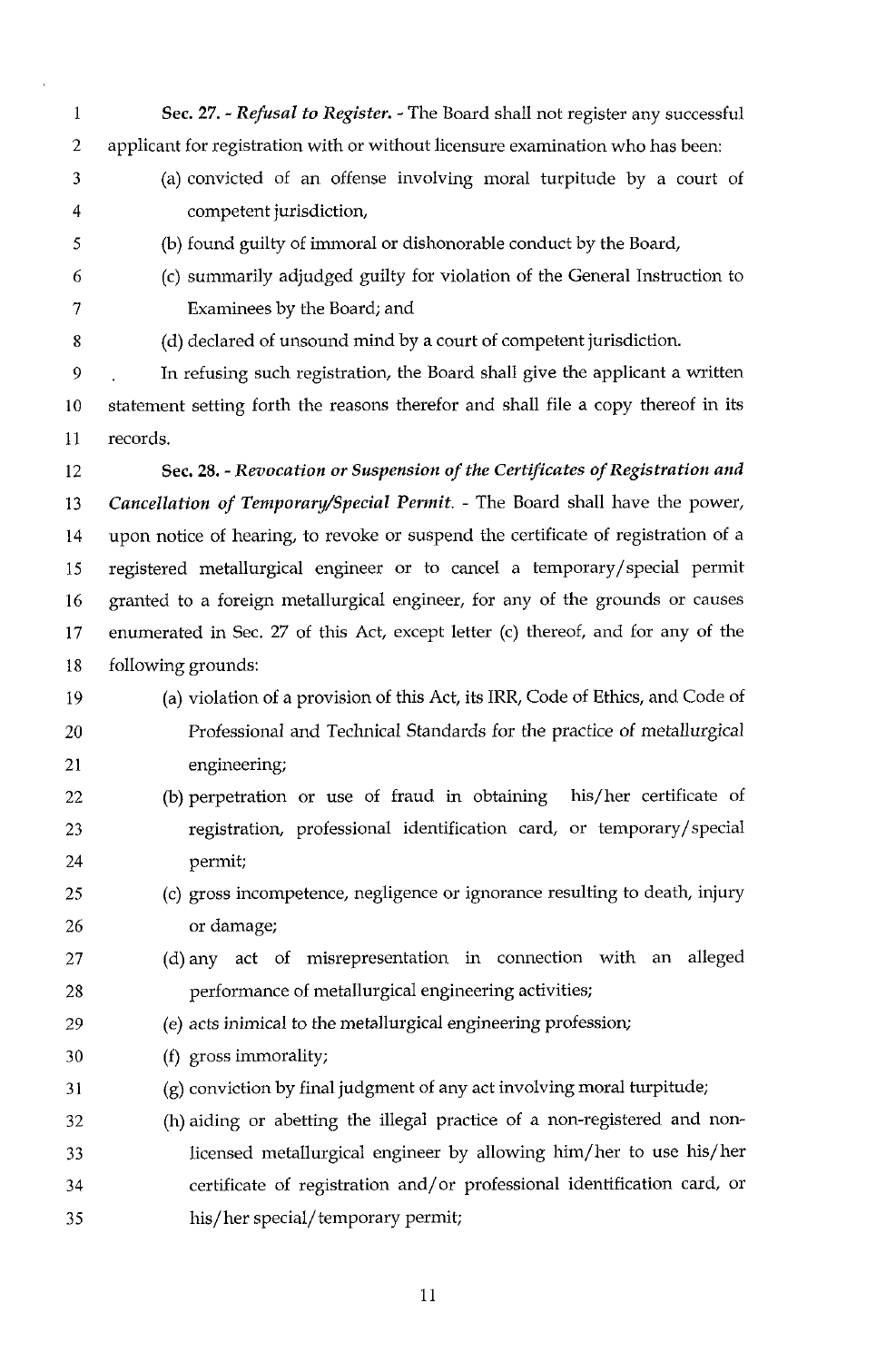**Sec. 27. -** ***Refusal to Register.*** - The Board shall not register any successful applicant for registration with or without licensure examination who has been:

(a) convicted of an offense involving moral turpitude by a court of competent jurisdiction,

(b) found guilty of immoral or dishonorable conduct by the Board,

(c) summarily adjudged guilty for violation of the General Instruction to Examinees by the Board; and

(d) declared of unsound mind by a court of competent jurisdiction.

In refusing such registration, the Board shall give the applicant a written statement setting forth the reasons therefor and shall file a copy thereof in its records.

**Sec. 28. -** ***Revocation or Suspension of the Certificates of Registration and Cancellation of Temporary/Special Permit.*** - The Board shall have the power, upon notice of hearing, to revoke or suspend the certificate of registration of a registered metallurgical engineer or to cancel a temporary/special permit granted to a foreign metallurgical engineer, for any of the grounds or causes enumerated in Sec. 27 of this Act, except letter (c) thereof, and for any of the following grounds:

(a) violation of a provision of this Act, its IRR, Code of Ethics, and Code of Professional and Technical Standards for the practice of metallurgical engineering;

(b) perpetration or use of fraud in obtaining his/her certificate of registration, professional identification card, or temporary/special permit;

(c) gross incompetence, negligence or ignorance resulting to death, injury or damage;

(d) any act of misrepresentation in connection with an alleged performance of metallurgical engineering activities;

(e) acts inimical to the metallurgical engineering profession;

(f) gross immorality;

(g) conviction by final judgment of any act involving moral turpitude;

(h) aiding or abetting the illegal practice of a non-registered and non-licensed metallurgical engineer by allowing him/her to use his/her certificate of registration and/or professional identification card, or his/her special/temporary permit;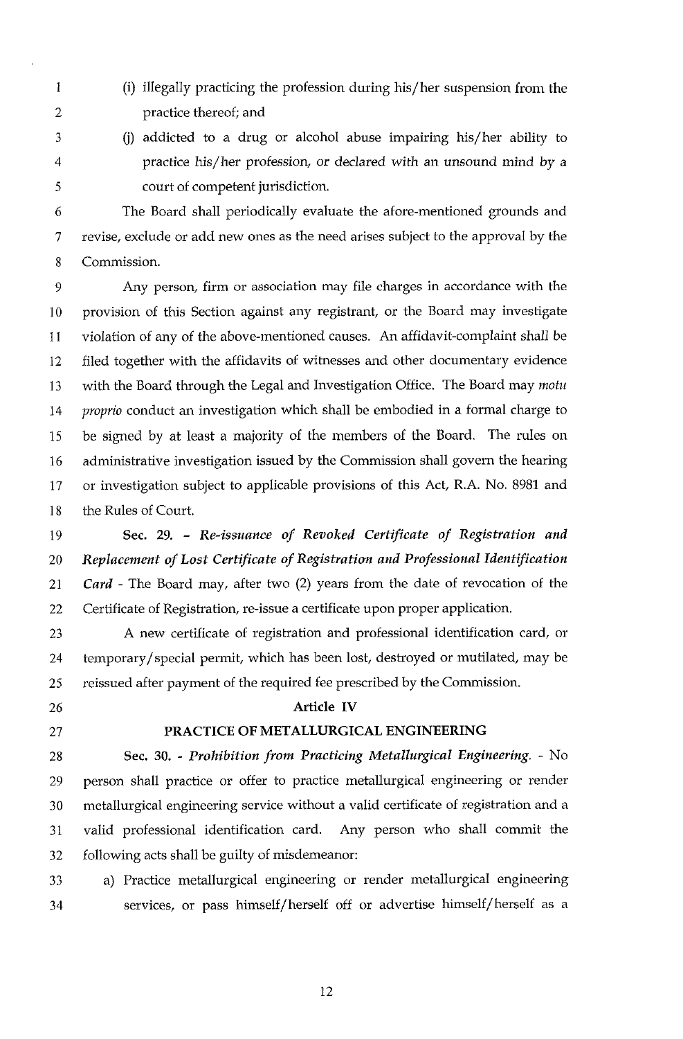(i) illegally practicing the profession during his/her suspension from the practice thereof; and

(j) addicted to a drug or alcohol abuse impairing his/her ability to practice his/her profession, or declared with an unsound mind by a court of competent jurisdiction.

The Board shall periodically evaluate the afore-mentioned grounds and revise, exclude or add new ones as the need arises subject to the approval by the Commission.

Any person, firm or association may file charges in accordance with the provision of this Section against any registrant, or the Board may investigate violation of any of the above-mentioned causes. An affidavit-complaint shall be filed together with the affidavits of witnesses and other documentary evidence with the Board through the Legal and Investigation Office. The Board may *motu proprio* conduct an investigation which shall be embodied in a formal charge to be signed by at least a majority of the members of the Board. The rules on administrative investigation issued by the Commission shall govern the hearing or investigation subject to applicable provisions of this Act, R.A. No. 8981 and the Rules of Court.

**Sec. 29.** - *Re-issuance of Revoked Certificate of Registration and Replacement of Lost Certificate of Registration and Professional Identification Card* - The Board may, after two (2) years from the date of revocation of the Certificate of Registration, re-issue a certificate upon proper application.

A new certificate of registration and professional identification card, or temporary/special permit, which has been lost, destroyed or mutilated, may be reissued after payment of the required fee prescribed by the Commission.

## Article IV

## PRACTICE OF METALLURGICAL ENGINEERING

**Sec. 30.** - *Prohibition from Practicing Metallurgical Engineering.* - No person shall practice or offer to practice metallurgical engineering or render metallurgical engineering service without a valid certificate of registration and a valid professional identification card. Any person who shall commit the following acts shall be guilty of misdemeanor:

a) Practice metallurgical engineering or render metallurgical engineering services, or pass himself/herself off or advertise himself/herself as a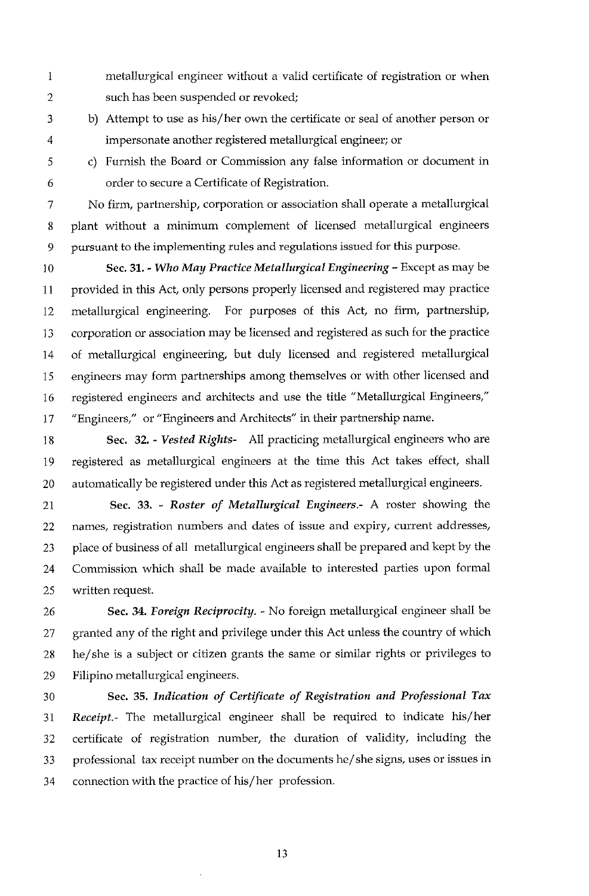metallurgical engineer without a valid certificate of registration or when such has been suspended or revoked;

b) Attempt to use as his/her own the certificate or seal of another person or impersonate another registered metallurgical engineer; or

c) Furnish the Board or Commission any false information or document in order to secure a Certificate of Registration.

No firm, partnership, corporation or association shall operate a metallurgical plant without a minimum complement of licensed metallurgical engineers pursuant to the implementing rules and regulations issued for this purpose.

**Sec. 31.** - *Who May Practice Metallurgical Engineering* - Except as may be provided in this Act, only persons properly licensed and registered may practice metallurgical engineering. For purposes of this Act, no firm, partnership, corporation or association may be licensed and registered as such for the practice of metallurgical engineering, but duly licensed and registered metallurgical engineers may form partnerships among themselves or with other licensed and registered engineers and architects and use the title "Metallurgical Engineers," "Engineers," or "Engineers and Architects" in their partnership name.

**Sec. 32.** - *Vested Rights*- All practicing metallurgical engineers who are registered as metallurgical engineers at the time this Act takes effect, shall automatically be registered under this Act as registered metallurgical engineers.

**Sec. 33.** - *Roster of Metallurgical Engineers*.- A roster showing the names, registration numbers and dates of issue and expiry, current addresses, place of business of all metallurgical engineers shall be prepared and kept by the Commission which shall be made available to interested parties upon formal written request.

**Sec. 34.** *Foreign Reciprocity.* - No foreign metallurgical engineer shall be granted any of the right and privilege under this Act unless the country of which he/she is a subject or citizen grants the same or similar rights or privileges to Filipino metallurgical engineers.

**Sec. 35.** *Indication of Certificate of Registration and Professional Tax Receipt.*- The metallurgical engineer shall be required to indicate his/her certificate of registration number, the duration of validity, including the professional tax receipt number on the documents he/she signs, uses or issues in connection with the practice of his/her profession.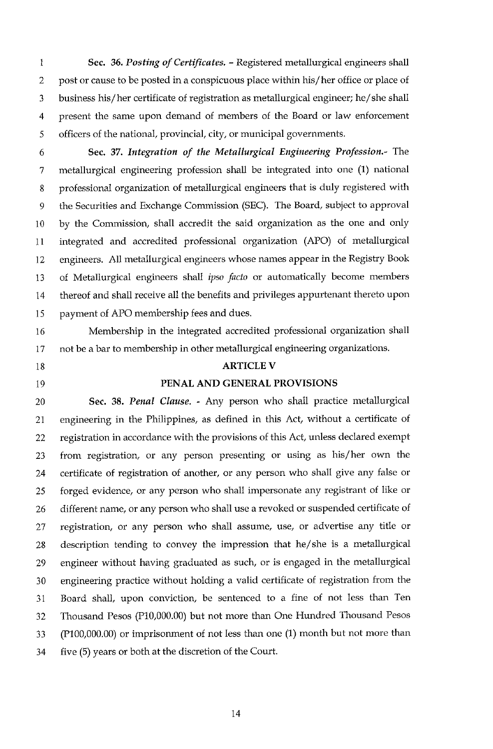**Sec. 36.** ***Posting of Certificates.*** - Registered metallurgical engineers shall post or cause to be posted in a conspicuous place within his/her office or place of business his/her certificate of registration as metallurgical engineer; he/she shall present the same upon demand of members of the Board or law enforcement officers of the national, provincial, city, or municipal governments.

**Sec. 37.** ***Integration of the Metallurgical Engineering Profession.***- The metallurgical engineering profession shall be integrated into one (1) national professional organization of metallurgical engineers that is duly registered with the Securities and Exchange Commission (SEC). The Board, subject to approval by the Commission, shall accredit the said organization as the one and only integrated and accredited professional organization (APO) of metallurgical engineers. All metallurgical engineers whose names appear in the Registry Book of Metallurgical engineers shall *ipso facto* or automatically become members thereof and shall receive all the benefits and privileges appurtenant thereto upon payment of APO membership fees and dues.

Membership in the integrated accredited professional organization shall not be a bar to membership in other metallurgical engineering organizations.

## ARTICLE V

## PENAL AND GENERAL PROVISIONS

**Sec. 38.** ***Penal Clause.*** - Any person who shall practice metallurgical engineering in the Philippines, as defined in this Act, without a certificate of registration in accordance with the provisions of this Act, unless declared exempt from registration, or any person presenting or using as his/her own the certificate of registration of another, or any person who shall give any false or forged evidence, or any person who shall impersonate any registrant of like or different name, or any person who shall use a revoked or suspended certificate of registration, or any person who shall assume, use, or advertise any title or description tending to convey the impression that he/she is a metallurgical engineer without having graduated as such, or is engaged in the metallurgical engineering practice without holding a valid certificate of registration from the Board shall, upon conviction, be sentenced to a fine of not less than Ten Thousand Pesos (P10,000.00) but not more than One Hundred Thousand Pesos (P100,000.00) or imprisonment of not less than one (1) month but not more than five (5) years or both at the discretion of the Court.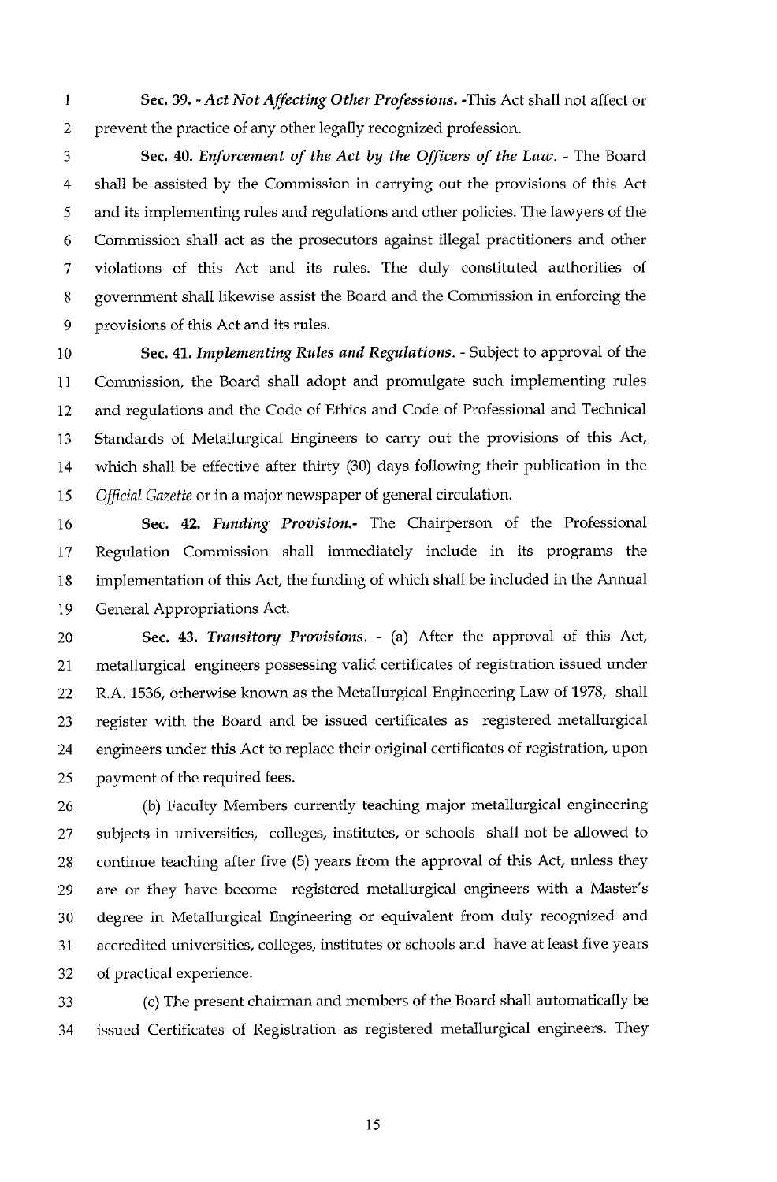**Sec. 39.** - *Act Not Affecting Other Professions.* -This Act shall not affect or prevent the practice of any other legally recognized profession.

**Sec. 40.** *Enforcement of the Act by the Officers of the Law.* - The Board shall be assisted by the Commission in carrying out the provisions of this Act and its implementing rules and regulations and other policies. The lawyers of the Commission shall act as the prosecutors against illegal practitioners and other violations of this Act and its rules. The duly constituted authorities of government shall likewise assist the Board and the Commission in enforcing the provisions of this Act and its rules.

**Sec. 41.** *Implementing Rules and Regulations.* - Subject to approval of the Commission, the Board shall adopt and promulgate such implementing rules and regulations and the Code of Ethics and Code of Professional and Technical Standards of Metallurgical Engineers to carry out the provisions of this Act, which shall be effective after thirty (30) days following their publication in the *Official Gazette* or in a major newspaper of general circulation.

**Sec. 42.** *Funding Provision.*- The Chairperson of the Professional Regulation Commission shall immediately include in its programs the implementation of this Act, the funding of which shall be included in the Annual General Appropriations Act.

**Sec. 43.** *Transitory Provisions.* - (a) After the approval of this Act, metallurgical engineers possessing valid certificates of registration issued under R.A. 1536, otherwise known as the Metallurgical Engineering Law of 1978, shall register with the Board and be issued certificates as registered metallurgical engineers under this Act to replace their original certificates of registration, upon payment of the required fees.

(b) Faculty Members currently teaching major metallurgical engineering subjects in universities, colleges, institutes, or schools shall not be allowed to continue teaching after five (5) years from the approval of this Act, unless they are or they have become registered metallurgical engineers with a Master's degree in Metallurgical Engineering or equivalent from duly recognized and accredited universities, colleges, institutes or schools and have at least five years of practical experience.

(c) The present chairman and members of the Board shall automatically be issued Certificates of Registration as registered metallurgical engineers. They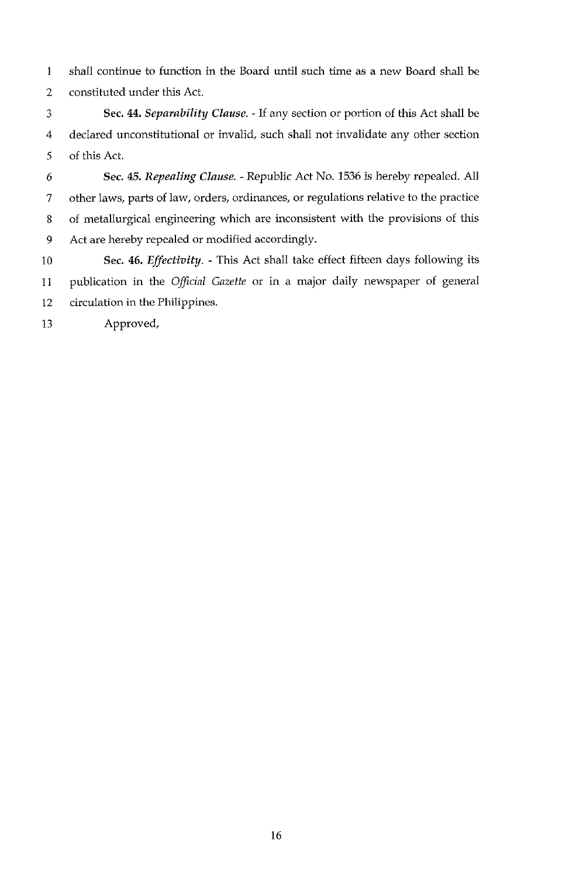shall continue to function in the Board until such time as a new Board shall be constituted under this Act.

**Sec. 44.** ***Separability Clause.*** - If any section or portion of this Act shall be declared unconstitutional or invalid, such shall not invalidate any other section of this Act.

**Sec. 45.** ***Repealing Clause.*** - Republic Act No. 1536 is hereby repealed. All other laws, parts of law, orders, ordinances, or regulations relative to the practice of metallurgical engineering which are inconsistent with the provisions of this Act are hereby repealed or modified accordingly.

**Sec. 46.** ***Effectivity.*** - This Act shall take effect fifteen days following its publication in the *Official Gazette* or in a major daily newspaper of general circulation in the Philippines.

Approved,